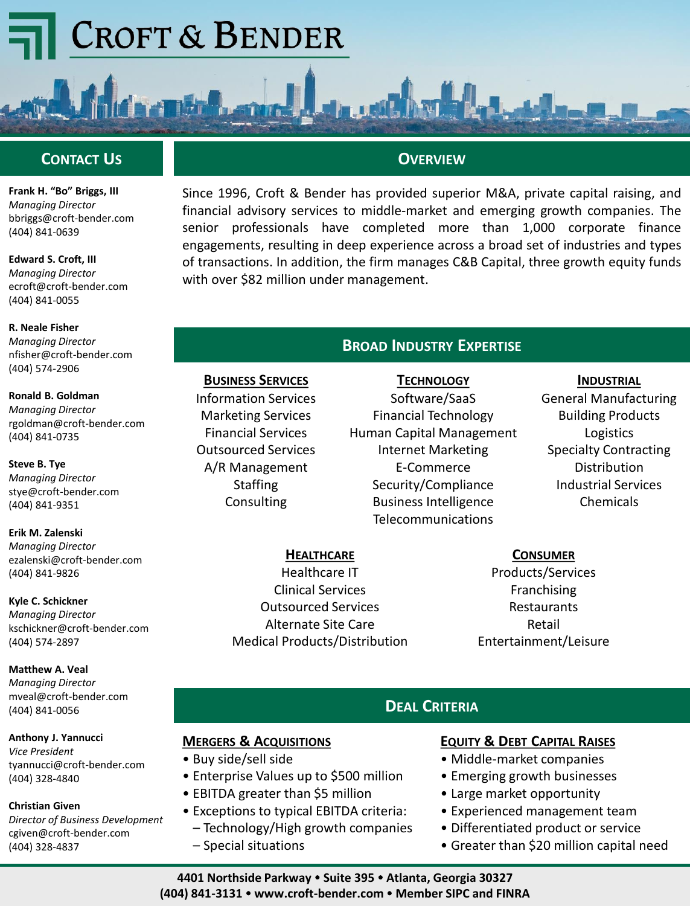# Croft & Bender

## Contact Us

**Frank H. "Bo" Briggs, III**
*Managing Director*
bbriggs@croft-bender.com
(404) 841-0639

**Edward S. Croft, III**
*Managing Director*
ecroft@croft-bender.com
(404) 841-0055

**R. Neale Fisher**
*Managing Director*
nfisher@croft-bender.com
(404) 574-2906

**Ronald B. Goldman**
*Managing Director*
rgoldman@croft-bender.com
(404) 841-0735

**Steve B. Tye**
*Managing Director*
stye@croft-bender.com
(404) 841-9351

**Erik M. Zalenski**
*Managing Director*
ezalenski@croft-bender.com
(404) 841-9826

**Kyle C. Schickner**
*Managing Director*
kschickner@croft-bender.com
(404) 574-2897

**Matthew A. Veal**
*Managing Director*
mveal@croft-bender.com
(404) 841-0056

**Anthony J. Yannucci**
*Vice President*
tyannucci@croft-bender.com
(404) 328-4840

**Christian Given**
*Director of Business Development*
cgiven@croft-bender.com
(404) 328-4837

## Overview

Since 1996, Croft & Bender has provided superior M&A, private capital raising, and financial advisory services to middle-market and emerging growth companies. The senior professionals have completed more than 1,000 corporate finance engagements, resulting in deep experience across a broad set of industries and types of transactions. In addition, the firm manages C&B Capital, three growth equity funds with over $82 million under management.

## Broad Industry Expertise

### Business Services
Information Services
Marketing Services
Financial Services
Outsourced Services
A/R Management
Staffing
Consulting

### Technology
Software/SaaS
Financial Technology
Human Capital Management
Internet Marketing
E-Commerce
Security/Compliance
Business Intelligence
Telecommunications

### Industrial
General Manufacturing
Building Products
Logistics
Specialty Contracting
Distribution
Industrial Services
Chemicals

### Healthcare
Healthcare IT
Clinical Services
Outsourced Services
Alternate Site Care
Medical Products/Distribution

### Consumer
Products/Services
Franchising
Restaurants
Retail
Entertainment/Leisure

## Deal Criteria

### Mergers & Acquisitions
- Buy side/sell side
- Enterprise Values up to $500 million
- EBITDA greater than $5 million
- Exceptions to typical EBITDA criteria:
  - Technology/High growth companies
  - Special situations

### Equity & Debt Capital Raises
- Middle-market companies
- Emerging growth businesses
- Large market opportunity
- Experienced management team
- Differentiated product or service
- Greater than $20 million capital need

**4401 Northside Parkway • Suite 395 • Atlanta, Georgia 30327**
**(404) 841-3131 • www.croft-bender.com • Member SIPC and FINRA**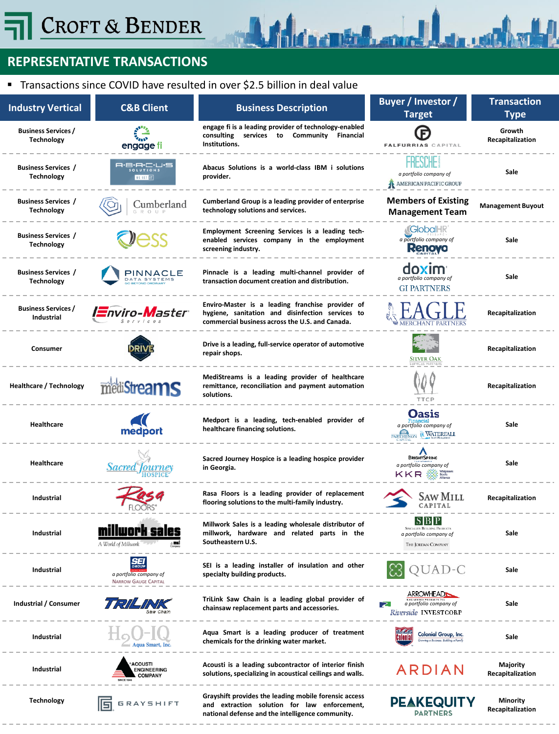# CROFT & BENDER

## REPRESENTATIVE TRANSACTIONS

- Transactions since COVID have resulted in over $2.5 billion in deal value

| Industry Vertical | C&B Client | Business Description | Buyer / Investor / Target | Transaction Type |
|---|---|---|---|---|
| Business Services / Technology | engage fi | engage fi is a leading provider of technology-enabled consulting services to Community Financial Institutions. | Falfurrias Capital | Growth Recapitalization |
| Business Services / Technology | Abacus Solutions | Abacus Solutions is a world-class IBM i solutions provider. | Fresche, a portfolio company of American Pacific Group | Sale |
| Business Services / Technology | Cumberland Group | Cumberland Group is a leading provider of enterprise technology solutions and services. | Members of Existing Management Team | Management Buyout |
| Business Services / Technology | ess | Employment Screening Services is a leading tech-enabled services company in the employment screening industry. | GlobalHR, a portfolio company of Renovo Capital | Sale |
| Business Services / Technology | Pinnacle Data Systems | Pinnacle is a leading multi-channel provider of transaction document creation and distribution. | doxim, a portfolio company of GI Partners | Sale |
| Business Services / Industrial | Enviro-Master Services | Enviro-Master is a leading franchise provider of hygiene, sanitation and disinfection services to commercial business across the U.S. and Canada. | Eagle Merchant Partners | Recapitalization |
| Consumer | Drive | Drive is a leading, full-service operator of automotive repair shops. | Silver Oak Services Partners | Recapitalization |
| Healthcare / Technology | MediStreams | MediStreams is a leading provider of healthcare remittance, reconciliation and payment automation solutions. | TTCP | Recapitalization |
| Healthcare | medport | Medport is a leading, tech-enabled provider of healthcare financing solutions. | Oasis Financial, a portfolio company of Parthenon Capital, Waterfall | Sale |
| Healthcare | Sacred Journey Hospice | Sacred Journey Hospice is a leading hospice provider in Georgia. | BrightSpring, a portfolio company of KKR, Walgreens Boots Alliance | Sale |
| Industrial | Rasa Floors | Rasa Floors is a leading provider of replacement flooring solutions to the multi-family industry. | Saw Mill Capital | Recapitalization |
| Industrial | millwork sales | Millwork Sales is a leading wholesale distributor of millwork, hardware and related parts in the Southeastern U.S. | SBP Specialty Building Products, a portfolio company of The Jordan Company | Sale |
| Industrial | SEI Group, a portfolio company of Narrow Gauge Capital | SEI is a leading installer of insulation and other specialty building products. | Quad-C | Sale |
| Industrial / Consumer | TriLink Saw Chain | TriLink Saw Chain is a leading global provider of chainsaw replacement parts and accessories. | Arrowhead Engineered Products, a portfolio company of Riverside Investcorp | Sale |
| Industrial | H2O-IQ Aqua Smart, Inc. | Aqua Smart is a leading producer of treatment chemicals for the drinking water market. | Colonial Group, Inc. | Sale |
| Industrial | Acousti Engineering Company | Acousti is a leading subcontractor of interior finish solutions, specializing in acoustical ceilings and walls. | Ardian | Majority Recapitalization |
| Technology | Grayshift | Grayshift provides the leading mobile forensic access and extraction solution for law enforcement, national defense and the intelligence community. | Peak Equity Partners | Minority Recapitalization |